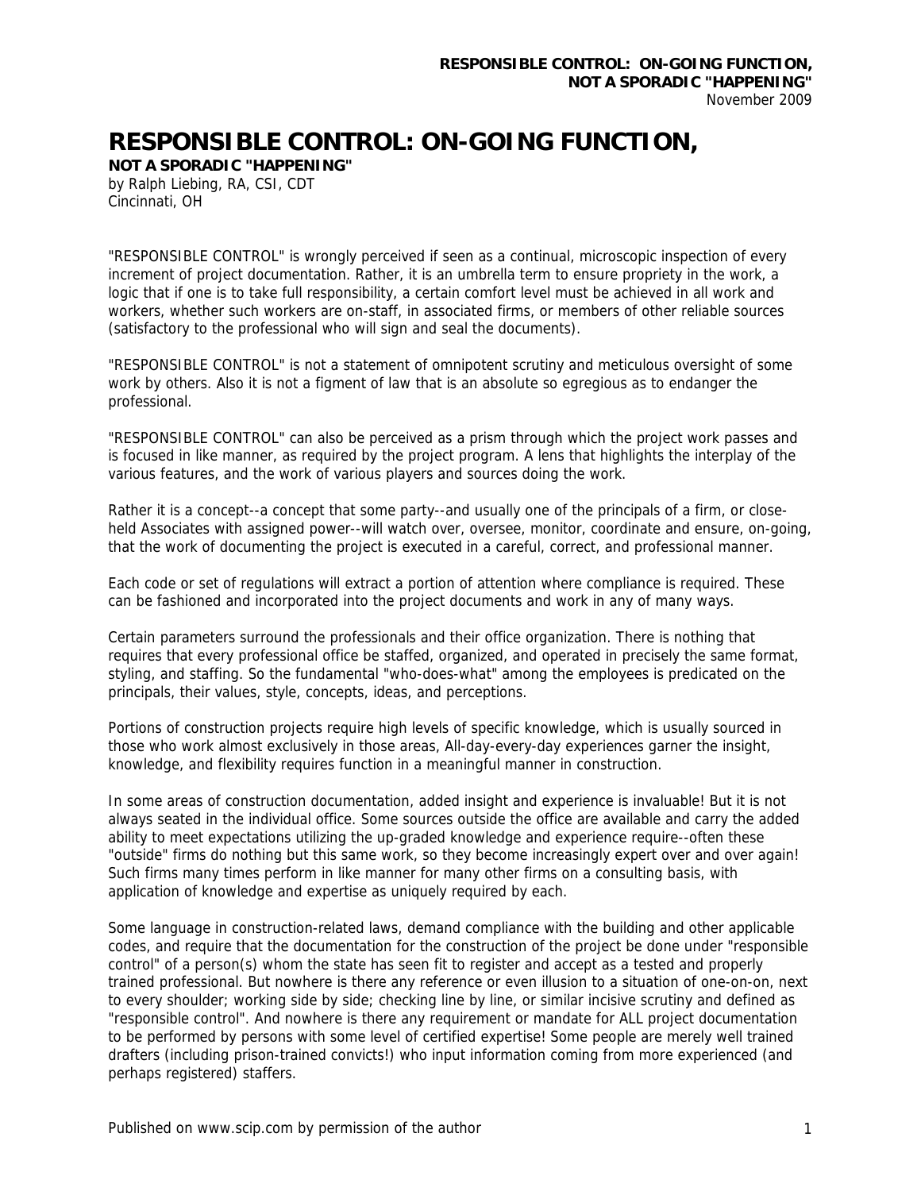# RESPONSIBLE CONTROL: ON-GOING FUNCTION,

**NOT A SPORADIC "HAPPENING"**

by Ralph Liebing, RA, CSI, CDT
Cincinnati, OH

"RESPONSIBLE CONTROL" is wrongly perceived if seen as a continual, microscopic inspection of every increment of project documentation. Rather, it is an umbrella term to ensure propriety in the work, a logic that if one is to take full responsibility, a certain comfort level must be achieved in all work and workers, whether such workers are on-staff, in associated firms, or members of other reliable sources (satisfactory to the professional who will sign and seal the documents).

"RESPONSIBLE CONTROL" is not a statement of omnipotent scrutiny and meticulous oversight of some work by others. Also it is not a figment of law that is an absolute so egregious as to endanger the professional.

"RESPONSIBLE CONTROL" can also be perceived as a prism through which the project work passes and is focused in like manner, as required by the project program. A lens that highlights the interplay of the various features, and the work of various players and sources doing the work.

Rather it is a concept--a concept that some party--and usually one of the principals of a firm, or close-held Associates with assigned power--will watch over, oversee, monitor, coordinate and ensure, on-going, that the work of documenting the project is executed in a careful, correct, and professional manner.

Each code or set of regulations will extract a portion of attention where compliance is required. These can be fashioned and incorporated into the project documents and work in any of many ways.

Certain parameters surround the professionals and their office organization. There is nothing that requires that every professional office be staffed, organized, and operated in precisely the same format, styling, and staffing. So the fundamental "who-does-what" among the employees is predicated on the principals, their values, style, concepts, ideas, and perceptions.

Portions of construction projects require high levels of specific knowledge, which is usually sourced in those who work almost exclusively in those areas, All-day-every-day experiences garner the insight, knowledge, and flexibility requires function in a meaningful manner in construction.

In some areas of construction documentation, added insight and experience is invaluable! But it is not always seated in the individual office. Some sources outside the office are available and carry the added ability to meet expectations utilizing the up-graded knowledge and experience require--often these "outside" firms do nothing but this same work, so they become increasingly expert over and over again! Such firms many times perform in like manner for many other firms on a consulting basis, with application of knowledge and expertise as uniquely required by each.

Some language in construction-related laws, demand compliance with the building and other applicable codes, and require that the documentation for the construction of the project be done under "responsible control" of a person(s) whom the state has seen fit to register and accept as a tested and properly trained professional. But nowhere is there any reference or even illusion to a situation of one-on-on, next to every shoulder; working side by side; checking line by line, or similar incisive scrutiny and defined as "responsible control". And nowhere is there any requirement or mandate for ALL project documentation to be performed by persons with some level of certified expertise! Some people are merely well trained drafters (including prison-trained convicts!) who input information coming from more experienced (and perhaps registered) staffers.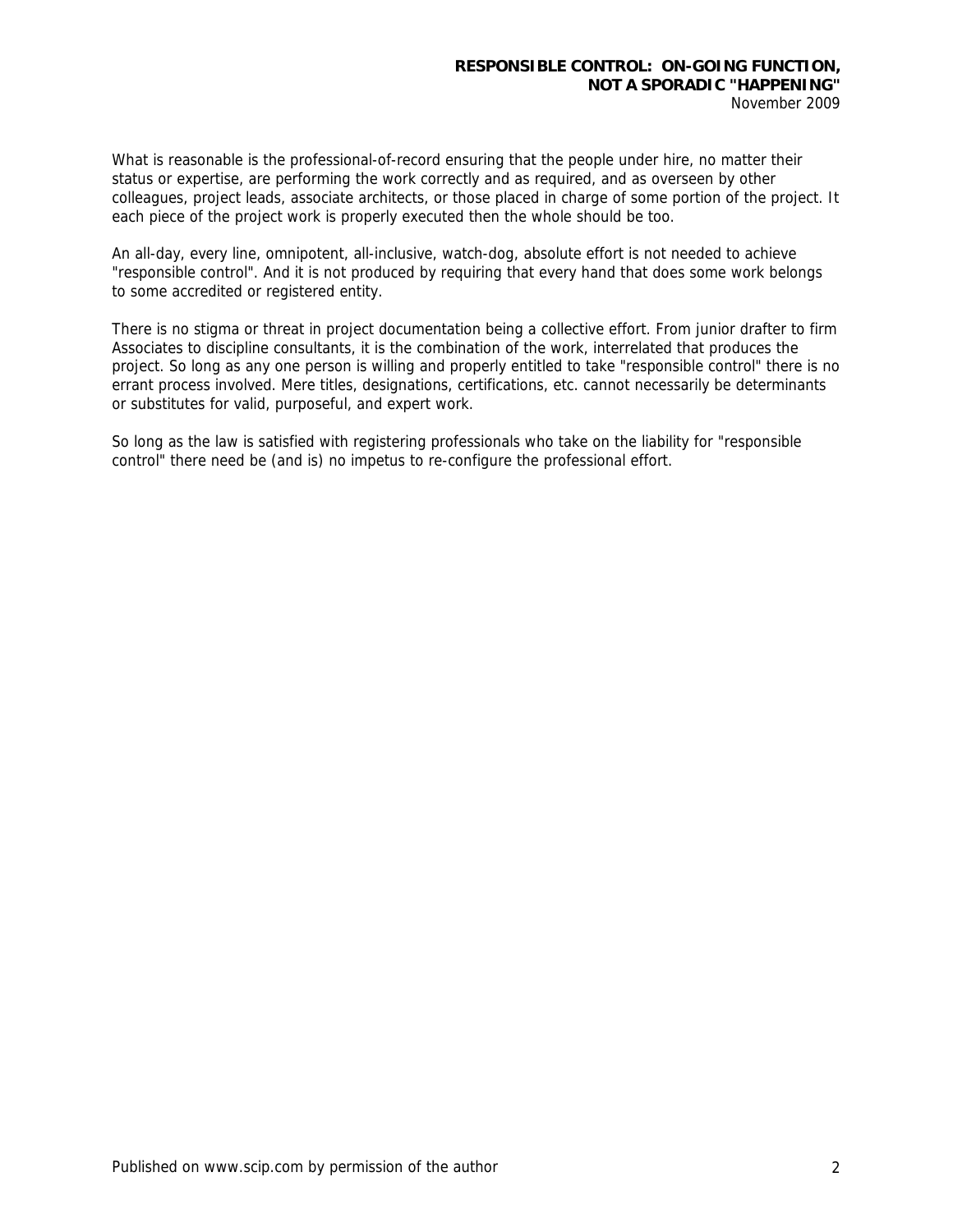What is reasonable is the professional-of-record ensuring that the people under hire, no matter their status or expertise, are performing the work correctly and as required, and as overseen by other colleagues, project leads, associate architects, or those placed in charge of some portion of the project. It each piece of the project work is properly executed then the whole should be too.

An all-day, every line, omnipotent, all-inclusive, watch-dog, absolute effort is not needed to achieve "responsible control". And it is not produced by requiring that every hand that does some work belongs to some accredited or registered entity.

There is no stigma or threat in project documentation being a collective effort. From junior drafter to firm Associates to discipline consultants, it is the combination of the work, interrelated that produces the project. So long as any one person is willing and properly entitled to take "responsible control" there is no errant process involved. Mere titles, designations, certifications, etc. cannot necessarily be determinants or substitutes for valid, purposeful, and expert work.

So long as the law is satisfied with registering professionals who take on the liability for "responsible control" there need be (and is) no impetus to re-configure the professional effort.